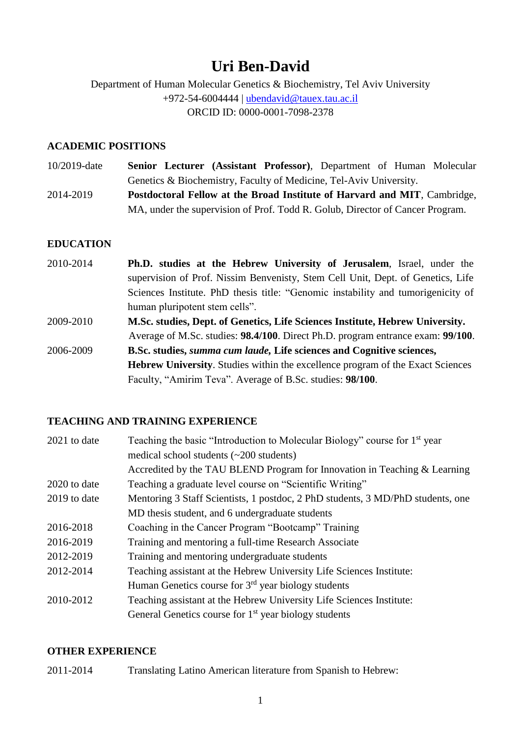# Uri Ben-David

Department of Human Molecular Genetics & Biochemistry, Tel Aviv University
+972-54-6004444 | ubendavid@tauex.tau.ac.il
ORCID ID: 0000-0001-7098-2378

## ACADEMIC POSITIONS

10/2019-date **Senior Lecturer (Assistant Professor)**, Department of Human Molecular Genetics & Biochemistry, Faculty of Medicine, Tel-Aviv University.

2014-2019 **Postdoctoral Fellow at the Broad Institute of Harvard and MIT**, Cambridge, MA, under the supervision of Prof. Todd R. Golub, Director of Cancer Program.

## EDUCATION

2010-2014 **Ph.D. studies at the Hebrew University of Jerusalem**, Israel, under the supervision of Prof. Nissim Benvenisty, Stem Cell Unit, Dept. of Genetics, Life Sciences Institute. PhD thesis title: "Genomic instability and tumorigenicity of human pluripotent stem cells".

2009-2010 **M.Sc. studies, Dept. of Genetics, Life Sciences Institute, Hebrew University.** Average of M.Sc. studies: **98.4/100**. Direct Ph.D. program entrance exam: **99/100**.

2006-2009 **B.Sc. studies, *summa cum laude*, Life sciences and Cognitive sciences, Hebrew University**. Studies within the excellence program of the Exact Sciences Faculty, "Amirim Teva". Average of B.Sc. studies: **98/100**.

## TEACHING AND TRAINING EXPERIENCE

2021 to date Teaching the basic "Introduction to Molecular Biology" course for 1st year medical school students (~200 students)
Accredited by the TAU BLEND Program for Innovation in Teaching & Learning

2020 to date Teaching a graduate level course on "Scientific Writing"

2019 to date Mentoring 3 Staff Scientists, 1 postdoc, 2 PhD students, 3 MD/PhD students, one MD thesis student, and 6 undergraduate students

2016-2018 Coaching in the Cancer Program "Bootcamp" Training

2016-2019 Training and mentoring a full-time Research Associate

2012-2019 Training and mentoring undergraduate students

2012-2014 Teaching assistant at the Hebrew University Life Sciences Institute:
Human Genetics course for 3rd year biology students

2010-2012 Teaching assistant at the Hebrew University Life Sciences Institute:
General Genetics course for 1st year biology students

## OTHER EXPERIENCE

2011-2014 Translating Latino American literature from Spanish to Hebrew: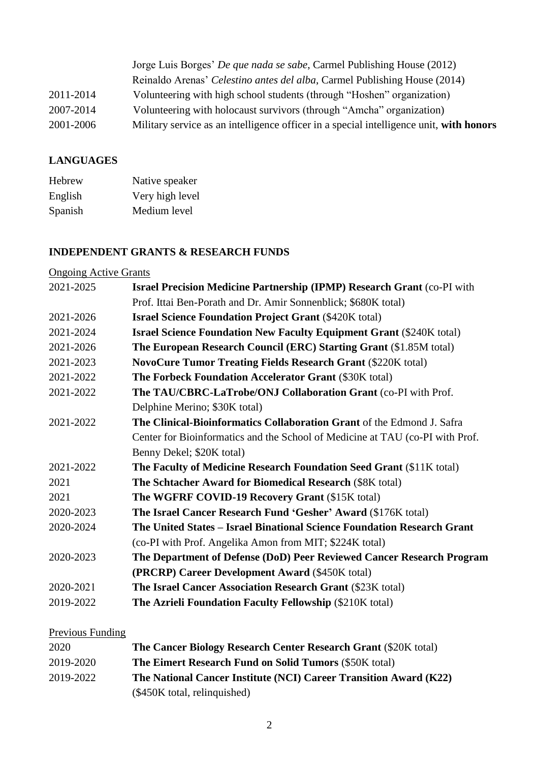| | |
|---|---|
| | Jorge Luis Borges' *De que nada se sabe*, Carmel Publishing House (2012) |
| | Reinaldo Arenas' *Celestino antes del alba*, Carmel Publishing House (2014) |
| 2011-2014 | Volunteering with high school students (through "Hoshen" organization) |
| 2007-2014 | Volunteering with holocaust survivors (through "Amcha" organization) |
| 2001-2006 | Military service as an intelligence officer in a special intelligence unit, **with honors** |

## LANGUAGES

| | |
|---|---|
| Hebrew | Native speaker |
| English | Very high level |
| Spanish | Medium level |

## INDEPENDENT GRANTS & RESEARCH FUNDS

<u>Ongoing Active Grants</u>

| | |
|---|---|
| 2021-2025 | **Israel Precision Medicine Partnership (IPMP) Research Grant** (co-PI with Prof. Ittai Ben-Porath and Dr. Amir Sonnenblick; $680K total) |
| 2021-2026 | **Israel Science Foundation Project Grant** ($420K total) |
| 2021-2024 | **Israel Science Foundation New Faculty Equipment Grant** ($240K total) |
| 2021-2026 | **The European Research Council (ERC) Starting Grant** ($1.85M total) |
| 2021-2023 | **NovoCure Tumor Treating Fields Research Grant** ($220K total) |
| 2021-2022 | **The Forbeck Foundation Accelerator Grant** ($30K total) |
| 2021-2022 | **The TAU/CBRC-LaTrobe/ONJ Collaboration Grant** (co-PI with Prof. Delphine Merino; $30K total) |
| 2021-2022 | **The Clinical-Bioinformatics Collaboration Grant** of the Edmond J. Safra Center for Bioinformatics and the School of Medicine at TAU (co-PI with Prof. Benny Dekel; $20K total) |
| 2021-2022 | **The Faculty of Medicine Research Foundation Seed Grant** ($11K total) |
| 2021 | **The Schtacher Award for Biomedical Research** ($8K total) |
| 2021 | **The WGFRF COVID-19 Recovery Grant** ($15K total) |
| 2020-2023 | **The Israel Cancer Research Fund 'Gesher' Award** ($176K total) |
| 2020-2024 | **The United States – Israel Binational Science Foundation Research Grant** (co-PI with Prof. Angelika Amon from MIT; $224K total) |
| 2020-2023 | **The Department of Defense (DoD) Peer Reviewed Cancer Research Program (PRCRP) Career Development Award** ($450K total) |
| 2020-2021 | **The Israel Cancer Association Research Grant** ($23K total) |
| 2019-2022 | **The Azrieli Foundation Faculty Fellowship** ($210K total) |

<u>Previous Funding</u>

| | |
|---|---|
| 2020 | **The Cancer Biology Research Center Research Grant** ($20K total) |
| 2019-2020 | **The Eimert Research Fund on Solid Tumors** ($50K total) |
| 2019-2022 | **The National Cancer Institute (NCI) Career Transition Award (K22)** ($450K total, relinquished) |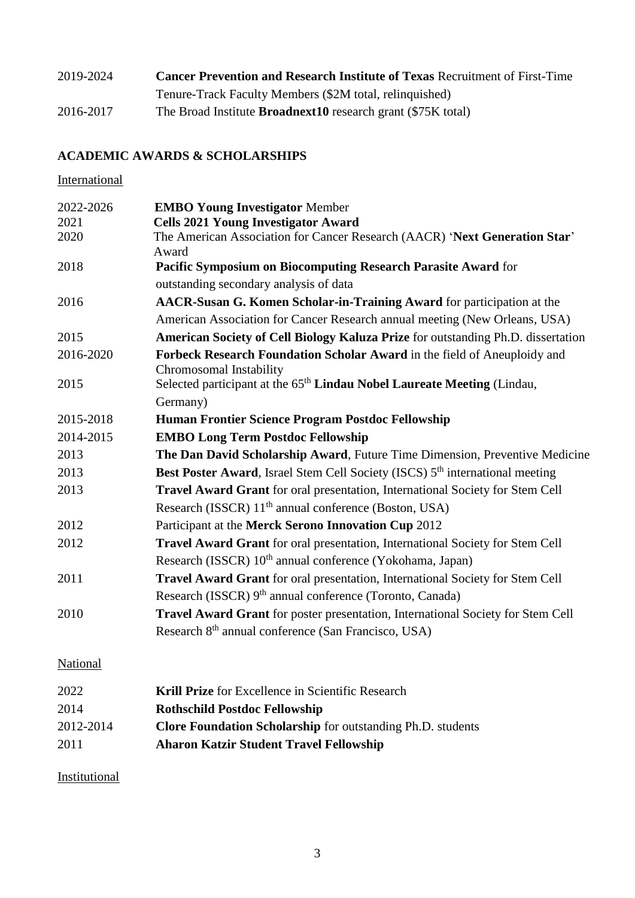| | |
|---|---|
| 2019-2024 | **Cancer Prevention and Research Institute of Texas** Recruitment of First-Time Tenure-Track Faculty Members ($2M total, relinquished) |
| 2016-2017 | The Broad Institute **Broadnext10** research grant ($75K total) |

## ACADEMIC AWARDS & SCHOLARSHIPS

International

| | |
|---|---|
| 2022-2026 | **EMBO Young Investigator** Member |
| 2021 | **Cells 2021 Young Investigator Award** |
| 2020 | The American Association for Cancer Research (AACR) '**Next Generation Star**' Award |
| 2018 | **Pacific Symposium on Biocomputing Research Parasite Award** for outstanding secondary analysis of data |
| 2016 | **AACR-Susan G. Komen Scholar-in-Training Award** for participation at the American Association for Cancer Research annual meeting (New Orleans, USA) |
| 2015 | **American Society of Cell Biology Kaluza Prize** for outstanding Ph.D. dissertation |
| 2016-2020 | **Forbeck Research Foundation Scholar Award** in the field of Aneuploidy and Chromosomal Instability |
| 2015 | Selected participant at the 65th **Lindau Nobel Laureate Meeting** (Lindau, Germany) |
| 2015-2018 | **Human Frontier Science Program Postdoc Fellowship** |
| 2014-2015 | **EMBO Long Term Postdoc Fellowship** |
| 2013 | **The Dan David Scholarship Award**, Future Time Dimension, Preventive Medicine |
| 2013 | **Best Poster Award**, Israel Stem Cell Society (ISCS) 5th international meeting |
| 2013 | **Travel Award Grant** for oral presentation, International Society for Stem Cell Research (ISSCR) 11th annual conference (Boston, USA) |
| 2012 | Participant at the **Merck Serono Innovation Cup** 2012 |
| 2012 | **Travel Award Grant** for oral presentation, International Society for Stem Cell Research (ISSCR) 10th annual conference (Yokohama, Japan) |
| 2011 | **Travel Award Grant** for oral presentation, International Society for Stem Cell Research (ISSCR) 9th annual conference (Toronto, Canada) |
| 2010 | **Travel Award Grant** for poster presentation, International Society for Stem Cell Research 8th annual conference (San Francisco, USA) |

National

| | |
|---|---|
| 2022 | **Krill Prize** for Excellence in Scientific Research |
| 2014 | **Rothschild Postdoc Fellowship** |
| 2012-2014 | **Clore Foundation Scholarship** for outstanding Ph.D. students |
| 2011 | **Aharon Katzir Student Travel Fellowship** |

Institutional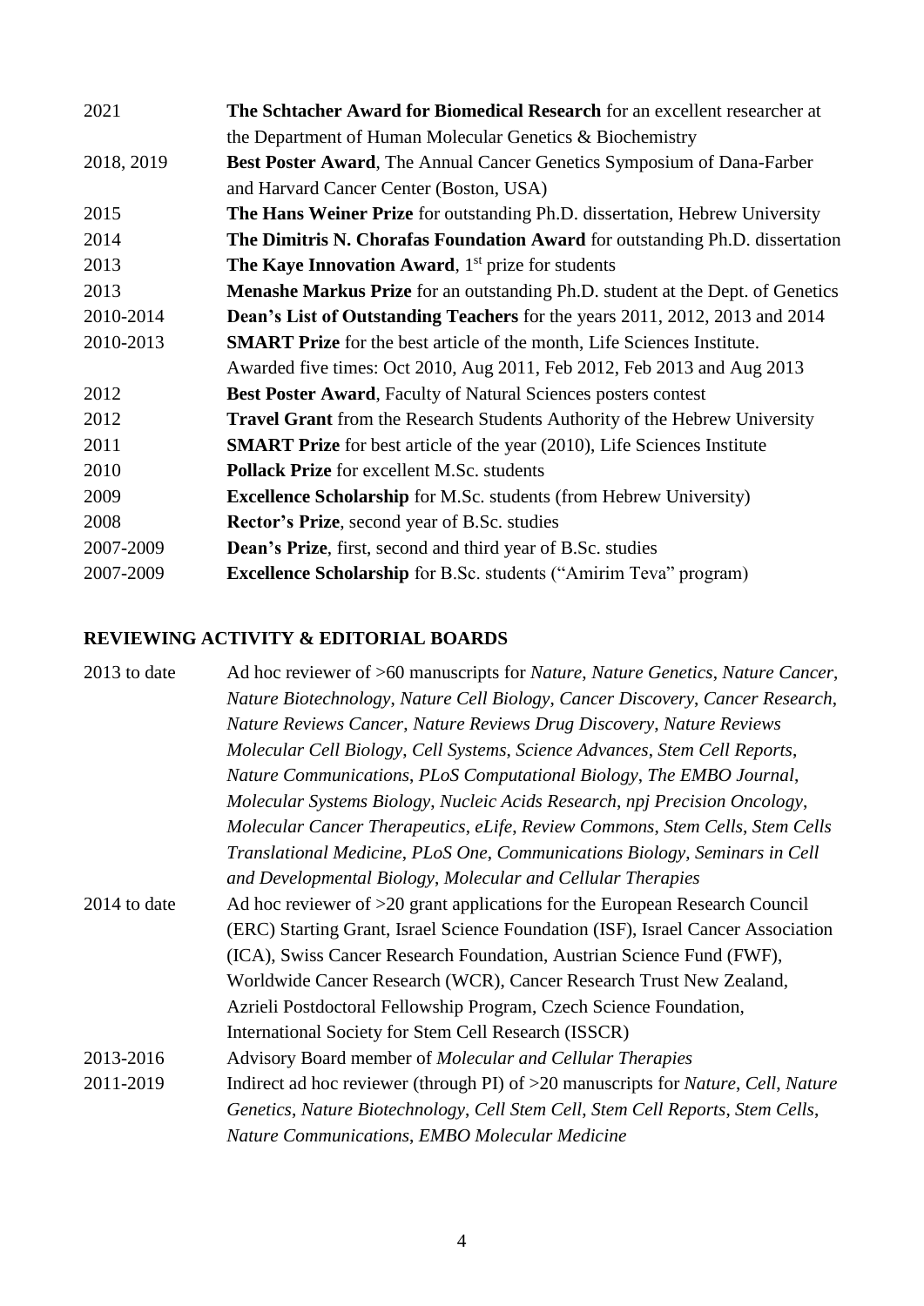| | |
|---|---|
| 2021 | **The Schtacher Award for Biomedical Research** for an excellent researcher at the Department of Human Molecular Genetics & Biochemistry |
| 2018, 2019 | **Best Poster Award**, The Annual Cancer Genetics Symposium of Dana-Farber and Harvard Cancer Center (Boston, USA) |
| 2015 | **The Hans Weiner Prize** for outstanding Ph.D. dissertation, Hebrew University |
| 2014 | **The Dimitris N. Chorafas Foundation Award** for outstanding Ph.D. dissertation |
| 2013 | **The Kaye Innovation Award**, 1st prize for students |
| 2013 | **Menashe Markus Prize** for an outstanding Ph.D. student at the Dept. of Genetics |
| 2010-2014 | **Dean's List of Outstanding Teachers** for the years 2011, 2012, 2013 and 2014 |
| 2010-2013 | **SMART Prize** for the best article of the month, Life Sciences Institute. Awarded five times: Oct 2010, Aug 2011, Feb 2012, Feb 2013 and Aug 2013 |
| 2012 | **Best Poster Award**, Faculty of Natural Sciences posters contest |
| 2012 | **Travel Grant** from the Research Students Authority of the Hebrew University |
| 2011 | **SMART Prize** for best article of the year (2010), Life Sciences Institute |
| 2010 | **Pollack Prize** for excellent M.Sc. students |
| 2009 | **Excellence Scholarship** for M.Sc. students (from Hebrew University) |
| 2008 | **Rector's Prize**, second year of B.Sc. studies |
| 2007-2009 | **Dean's Prize**, first, second and third year of B.Sc. studies |
| 2007-2009 | **Excellence Scholarship** for B.Sc. students ("Amirim Teva" program) |

## REVIEWING ACTIVITY & EDITORIAL BOARDS

| | |
|---|---|
| 2013 to date | Ad hoc reviewer of >60 manuscripts for *Nature*, *Nature Genetics*, *Nature Cancer*, *Nature Biotechnology*, *Nature Cell Biology*, *Cancer Discovery*, *Cancer Research*, *Nature Reviews Cancer*, *Nature Reviews Drug Discovery*, *Nature Reviews Molecular Cell Biology*, *Cell Systems*, *Science Advances*, *Stem Cell Reports*, *Nature Communications*, *PLoS Computational Biology*, *The EMBO Journal*, *Molecular Systems Biology*, *Nucleic Acids Research*, *npj Precision Oncology*, *Molecular Cancer Therapeutics*, *eLife*, *Review Commons*, *Stem Cells*, *Stem Cells Translational Medicine*, *PLoS One*, *Communications Biology*, *Seminars in Cell and Developmental Biology*, *Molecular and Cellular Therapies* |
| 2014 to date | Ad hoc reviewer of >20 grant applications for the European Research Council (ERC) Starting Grant, Israel Science Foundation (ISF), Israel Cancer Association (ICA), Swiss Cancer Research Foundation, Austrian Science Fund (FWF), Worldwide Cancer Research (WCR), Cancer Research Trust New Zealand, Azrieli Postdoctoral Fellowship Program, Czech Science Foundation, International Society for Stem Cell Research (ISSCR) |
| 2013-2016 | Advisory Board member of *Molecular and Cellular Therapies* |
| 2011-2019 | Indirect ad hoc reviewer (through PI) of >20 manuscripts for *Nature*, *Cell*, *Nature Genetics*, *Nature Biotechnology*, *Cell Stem Cell*, *Stem Cell Reports*, *Stem Cells*, *Nature Communications*, *EMBO Molecular Medicine* |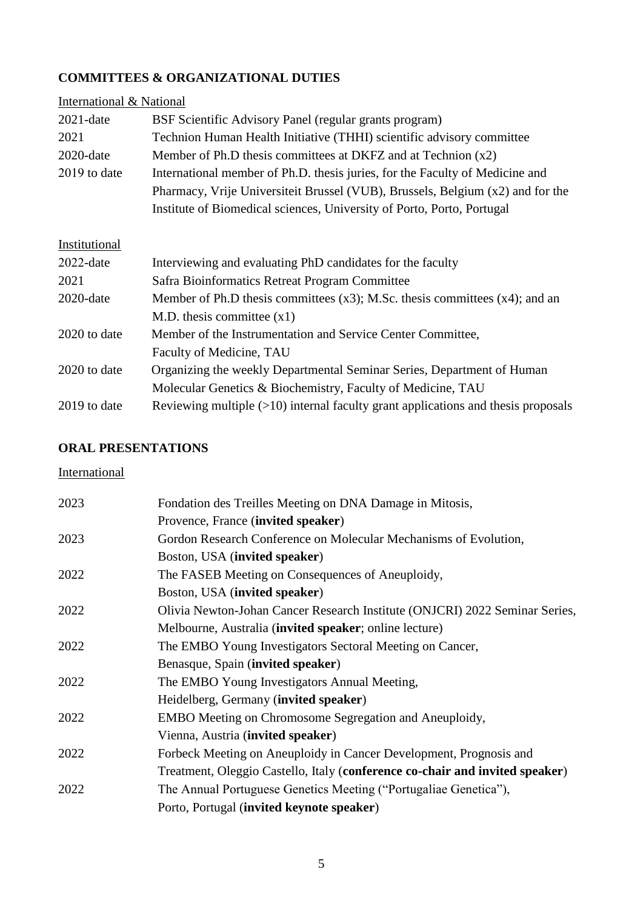## COMMITTEES & ORGANIZATIONAL DUTIES

International & National

| | |
|---|---|
| 2021-date | BSF Scientific Advisory Panel (regular grants program) |
| 2021 | Technion Human Health Initiative (THHI) scientific advisory committee |
| 2020-date | Member of Ph.D thesis committees at DKFZ and at Technion (x2) |
| 2019 to date | International member of Ph.D. thesis juries, for the Faculty of Medicine and Pharmacy, Vrije Universiteit Brussel (VUB), Brussels, Belgium (x2) and for the Institute of Biomedical sciences, University of Porto, Porto, Portugal |

Institutional

| | |
|---|---|
| 2022-date | Interviewing and evaluating PhD candidates for the faculty |
| 2021 | Safra Bioinformatics Retreat Program Committee |
| 2020-date | Member of Ph.D thesis committees (x3); M.Sc. thesis committees (x4); and an M.D. thesis committee (x1) |
| 2020 to date | Member of the Instrumentation and Service Center Committee, Faculty of Medicine, TAU |
| 2020 to date | Organizing the weekly Departmental Seminar Series, Department of Human Molecular Genetics & Biochemistry, Faculty of Medicine, TAU |
| 2019 to date | Reviewing multiple (>10) internal faculty grant applications and thesis proposals |

## ORAL PRESENTATIONS

International

| | |
|---|---|
| 2023 | Fondation des Treilles Meeting on DNA Damage in Mitosis, Provence, France (**invited speaker**) |
| 2023 | Gordon Research Conference on Molecular Mechanisms of Evolution, Boston, USA (**invited speaker**) |
| 2022 | The FASEB Meeting on Consequences of Aneuploidy, Boston, USA (**invited speaker**) |
| 2022 | Olivia Newton-Johan Cancer Research Institute (ONJCRI) 2022 Seminar Series, Melbourne, Australia (**invited speaker**; online lecture) |
| 2022 | The EMBO Young Investigators Sectoral Meeting on Cancer, Benasque, Spain (**invited speaker**) |
| 2022 | The EMBO Young Investigators Annual Meeting, Heidelberg, Germany (**invited speaker**) |
| 2022 | EMBO Meeting on Chromosome Segregation and Aneuploidy, Vienna, Austria (**invited speaker**) |
| 2022 | Forbeck Meeting on Aneuploidy in Cancer Development, Prognosis and Treatment, Oleggio Castello, Italy (**conference co-chair and invited speaker**) |
| 2022 | The Annual Portuguese Genetics Meeting ("Portugaliae Genetica"), Porto, Portugal (**invited keynote speaker**) |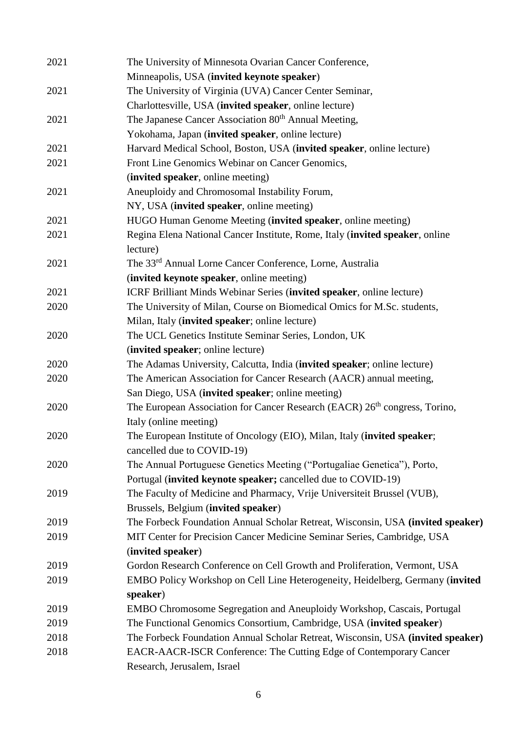| | |
|---|---|
| 2021 | The University of Minnesota Ovarian Cancer Conference, Minneapolis, USA (**invited keynote speaker**) |
| 2021 | The University of Virginia (UVA) Cancer Center Seminar, Charlottesville, USA (**invited speaker**, online lecture) |
| 2021 | The Japanese Cancer Association 80th Annual Meeting, Yokohama, Japan (**invited speaker**, online lecture) |
| 2021 | Harvard Medical School, Boston, USA (**invited speaker**, online lecture) |
| 2021 | Front Line Genomics Webinar on Cancer Genomics, (**invited speaker**, online meeting) |
| 2021 | Aneuploidy and Chromosomal Instability Forum, NY, USA (**invited speaker**, online meeting) |
| 2021 | HUGO Human Genome Meeting (**invited speaker**, online meeting) |
| 2021 | Regina Elena National Cancer Institute, Rome, Italy (**invited speaker**, online lecture) |
| 2021 | The 33rd Annual Lorne Cancer Conference, Lorne, Australia (**invited keynote speaker**, online meeting) |
| 2021 | ICRF Brilliant Minds Webinar Series (**invited speaker**, online lecture) |
| 2020 | The University of Milan, Course on Biomedical Omics for M.Sc. students, Milan, Italy (**invited speaker**; online lecture) |
| 2020 | The UCL Genetics Institute Seminar Series, London, UK (**invited speaker**; online lecture) |
| 2020 | The Adamas University, Calcutta, India (**invited speaker**; online lecture) |
| 2020 | The American Association for Cancer Research (AACR) annual meeting, San Diego, USA (**invited speaker**; online meeting) |
| 2020 | The European Association for Cancer Research (EACR) 26th congress, Torino, Italy (online meeting) |
| 2020 | The European Institute of Oncology (EIO), Milan, Italy (**invited speaker**; cancelled due to COVID-19) |
| 2020 | The Annual Portuguese Genetics Meeting ("Portugaliae Genetica"), Porto, Portugal (**invited keynote speaker;** cancelled due to COVID-19) |
| 2019 | The Faculty of Medicine and Pharmacy, Vrije Universiteit Brussel (VUB), Brussels, Belgium (**invited speaker**) |
| 2019 | The Forbeck Foundation Annual Scholar Retreat, Wisconsin, USA **(invited speaker)** |
| 2019 | MIT Center for Precision Cancer Medicine Seminar Series, Cambridge, USA (**invited speaker**) |
| 2019 | Gordon Research Conference on Cell Growth and Proliferation, Vermont, USA |
| 2019 | EMBO Policy Workshop on Cell Line Heterogeneity, Heidelberg, Germany (**invited speaker**) |
| 2019 | EMBO Chromosome Segregation and Aneuploidy Workshop, Cascais, Portugal |
| 2019 | The Functional Genomics Consortium, Cambridge, USA (**invited speaker**) |
| 2018 | The Forbeck Foundation Annual Scholar Retreat, Wisconsin, USA **(invited speaker)** |
| 2018 | EACR-AACR-ISCR Conference: The Cutting Edge of Contemporary Cancer Research, Jerusalem, Israel |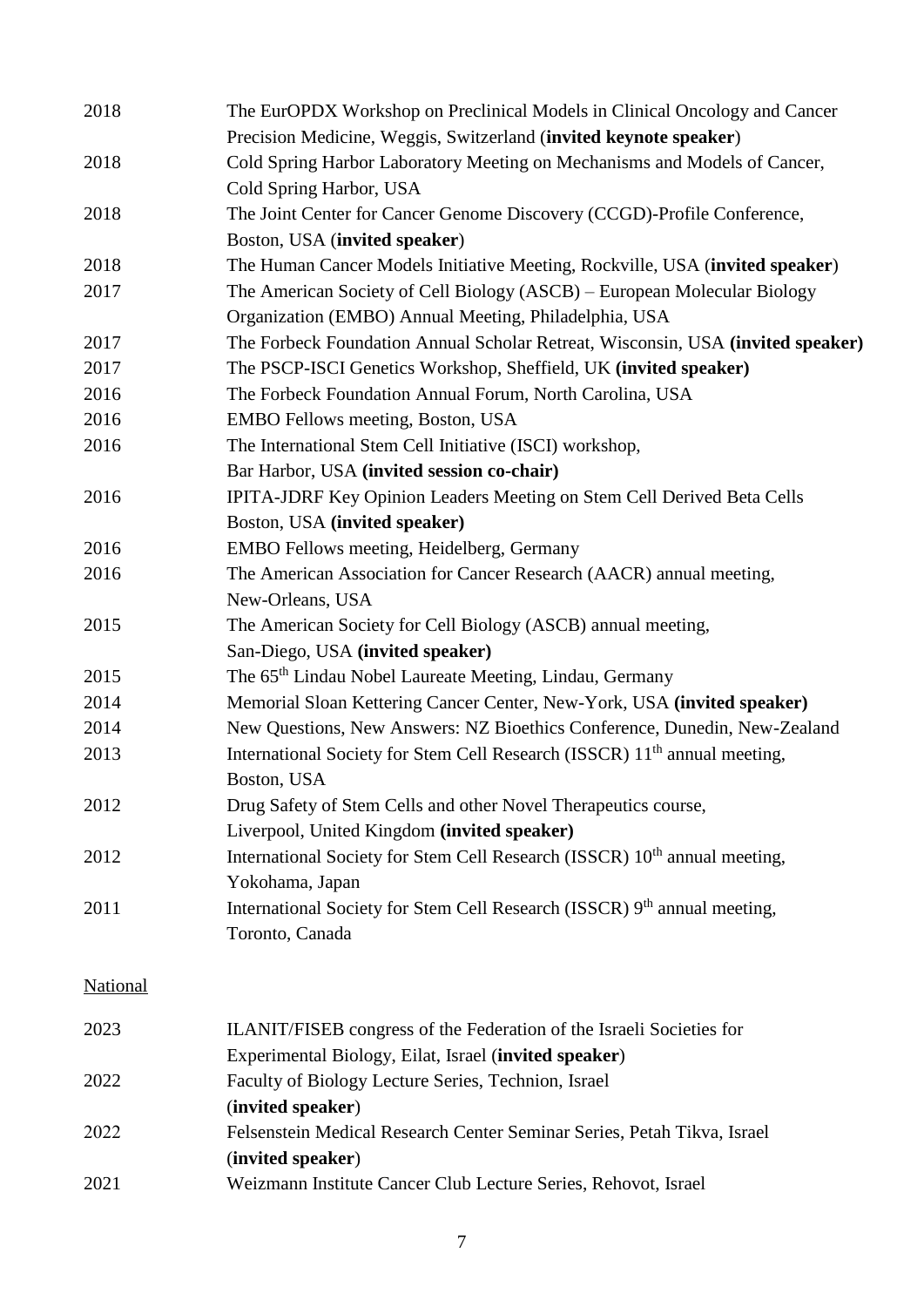| | |
|---|---|
| 2018 | The EurOPDX Workshop on Preclinical Models in Clinical Oncology and Cancer Precision Medicine, Weggis, Switzerland (**invited keynote speaker**) |
| 2018 | Cold Spring Harbor Laboratory Meeting on Mechanisms and Models of Cancer, Cold Spring Harbor, USA |
| 2018 | The Joint Center for Cancer Genome Discovery (CCGD)-Profile Conference, Boston, USA (**invited speaker**) |
| 2018 | The Human Cancer Models Initiative Meeting, Rockville, USA (**invited speaker**) |
| 2017 | The American Society of Cell Biology (ASCB) – European Molecular Biology Organization (EMBO) Annual Meeting, Philadelphia, USA |
| 2017 | The Forbeck Foundation Annual Scholar Retreat, Wisconsin, USA **(invited speaker)** |
| 2017 | The PSCP-ISCI Genetics Workshop, Sheffield, UK **(invited speaker)** |
| 2016 | The Forbeck Foundation Annual Forum, North Carolina, USA |
| 2016 | EMBO Fellows meeting, Boston, USA |
| 2016 | The International Stem Cell Initiative (ISCI) workshop, Bar Harbor, USA **(invited session co-chair)** |
| 2016 | IPITA-JDRF Key Opinion Leaders Meeting on Stem Cell Derived Beta Cells Boston, USA **(invited speaker)** |
| 2016 | EMBO Fellows meeting, Heidelberg, Germany |
| 2016 | The American Association for Cancer Research (AACR) annual meeting, New-Orleans, USA |
| 2015 | The American Society for Cell Biology (ASCB) annual meeting, San-Diego, USA **(invited speaker)** |
| 2015 | The 65th Lindau Nobel Laureate Meeting, Lindau, Germany |
| 2014 | Memorial Sloan Kettering Cancer Center, New-York, USA **(invited speaker)** |
| 2014 | New Questions, New Answers: NZ Bioethics Conference, Dunedin, New-Zealand |
| 2013 | International Society for Stem Cell Research (ISSCR) 11th annual meeting, Boston, USA |
| 2012 | Drug Safety of Stem Cells and other Novel Therapeutics course, Liverpool, United Kingdom **(invited speaker)** |
| 2012 | International Society for Stem Cell Research (ISSCR) 10th annual meeting, Yokohama, Japan |
| 2011 | International Society for Stem Cell Research (ISSCR) 9th annual meeting, Toronto, Canada |

National

| | |
|---|---|
| 2023 | ILANIT/FISEB congress of the Federation of the Israeli Societies for Experimental Biology, Eilat, Israel (**invited speaker**) |
| 2022 | Faculty of Biology Lecture Series, Technion, Israel (**invited speaker**) |
| 2022 | Felsenstein Medical Research Center Seminar Series, Petah Tikva, Israel (**invited speaker**) |
| 2021 | Weizmann Institute Cancer Club Lecture Series, Rehovot, Israel |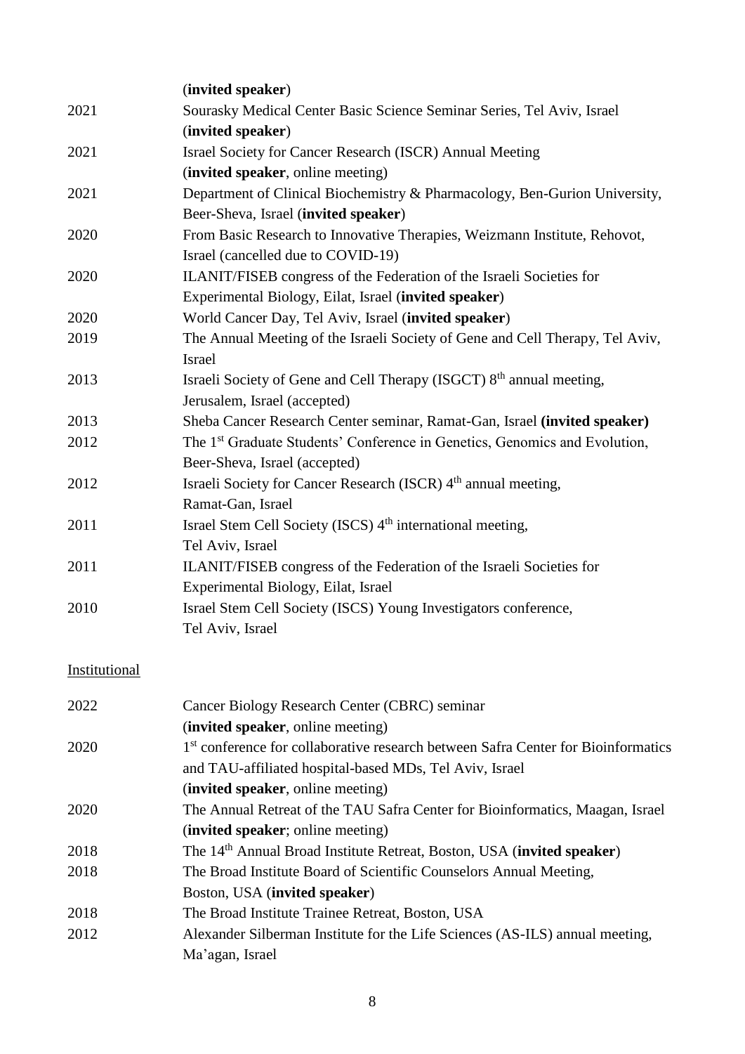(**invited speaker**)

2021 Sourasky Medical Center Basic Science Seminar Series, Tel Aviv, Israel (**invited speaker**)

2021 Israel Society for Cancer Research (ISCR) Annual Meeting (**invited speaker**, online meeting)

2021 Department of Clinical Biochemistry & Pharmacology, Ben-Gurion University, Beer-Sheva, Israel (**invited speaker**)

2020 From Basic Research to Innovative Therapies, Weizmann Institute, Rehovot, Israel (cancelled due to COVID-19)

2020 ILANIT/FISEB congress of the Federation of the Israeli Societies for Experimental Biology, Eilat, Israel (**invited speaker**)

2020 World Cancer Day, Tel Aviv, Israel (**invited speaker**)

2019 The Annual Meeting of the Israeli Society of Gene and Cell Therapy, Tel Aviv, Israel

2013 Israeli Society of Gene and Cell Therapy (ISGCT) 8th annual meeting, Jerusalem, Israel (accepted)

2013 Sheba Cancer Research Center seminar, Ramat-Gan, Israel **(invited speaker)**

2012 The 1st Graduate Students' Conference in Genetics, Genomics and Evolution, Beer-Sheva, Israel (accepted)

2012 Israeli Society for Cancer Research (ISCR) 4th annual meeting, Ramat-Gan, Israel

2011 Israel Stem Cell Society (ISCS) 4th international meeting, Tel Aviv, Israel

2011 ILANIT/FISEB congress of the Federation of the Israeli Societies for Experimental Biology, Eilat, Israel

2010 Israel Stem Cell Society (ISCS) Young Investigators conference, Tel Aviv, Israel

Institutional

2022 Cancer Biology Research Center (CBRC) seminar (**invited speaker**, online meeting)

2020 1st conference for collaborative research between Safra Center for Bioinformatics and TAU-affiliated hospital-based MDs, Tel Aviv, Israel (**invited speaker**, online meeting)

2020 The Annual Retreat of the TAU Safra Center for Bioinformatics, Maagan, Israel (**invited speaker**; online meeting)

2018 The 14th Annual Broad Institute Retreat, Boston, USA (**invited speaker**)

2018 The Broad Institute Board of Scientific Counselors Annual Meeting, Boston, USA (**invited speaker**)

2018 The Broad Institute Trainee Retreat, Boston, USA

2012 Alexander Silberman Institute for the Life Sciences (AS-ILS) annual meeting, Ma'agan, Israel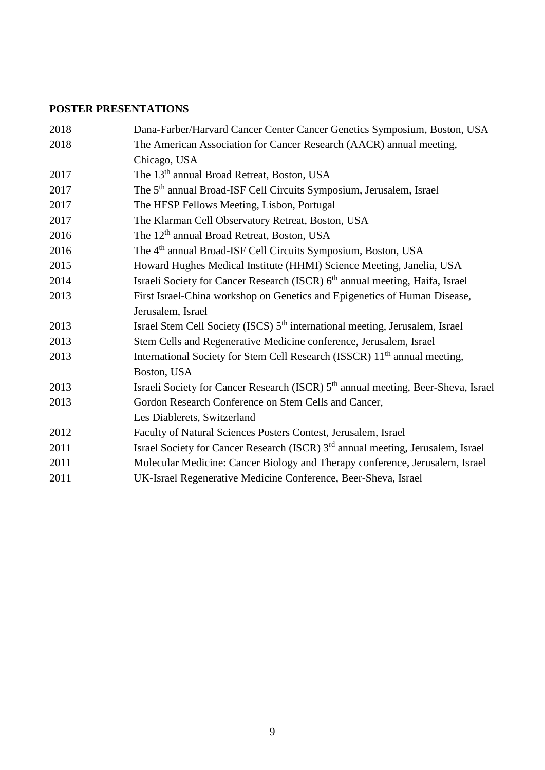**POSTER PRESENTATIONS**

| | |
|---|---|
| 2018 | Dana-Farber/Harvard Cancer Center Cancer Genetics Symposium, Boston, USA |
| 2018 | The American Association for Cancer Research (AACR) annual meeting, Chicago, USA |
| 2017 | The 13$^{th}$ annual Broad Retreat, Boston, USA |
| 2017 | The 5$^{th}$ annual Broad-ISF Cell Circuits Symposium, Jerusalem, Israel |
| 2017 | The HFSP Fellows Meeting, Lisbon, Portugal |
| 2017 | The Klarman Cell Observatory Retreat, Boston, USA |
| 2016 | The 12$^{th}$ annual Broad Retreat, Boston, USA |
| 2016 | The 4$^{th}$ annual Broad-ISF Cell Circuits Symposium, Boston, USA |
| 2015 | Howard Hughes Medical Institute (HHMI) Science Meeting, Janelia, USA |
| 2014 | Israeli Society for Cancer Research (ISCR) 6$^{th}$ annual meeting, Haifa, Israel |
| 2013 | First Israel-China workshop on Genetics and Epigenetics of Human Disease, Jerusalem, Israel |
| 2013 | Israel Stem Cell Society (ISCS) 5$^{th}$ international meeting, Jerusalem, Israel |
| 2013 | Stem Cells and Regenerative Medicine conference, Jerusalem, Israel |
| 2013 | International Society for Stem Cell Research (ISSCR) 11$^{th}$ annual meeting, Boston, USA |
| 2013 | Israeli Society for Cancer Research (ISCR) 5$^{th}$ annual meeting, Beer-Sheva, Israel |
| 2013 | Gordon Research Conference on Stem Cells and Cancer, Les Diablerets, Switzerland |
| 2012 | Faculty of Natural Sciences Posters Contest, Jerusalem, Israel |
| 2011 | Israel Society for Cancer Research (ISCR) 3$^{rd}$ annual meeting, Jerusalem, Israel |
| 2011 | Molecular Medicine: Cancer Biology and Therapy conference, Jerusalem, Israel |
| 2011 | UK-Israel Regenerative Medicine Conference, Beer-Sheva, Israel |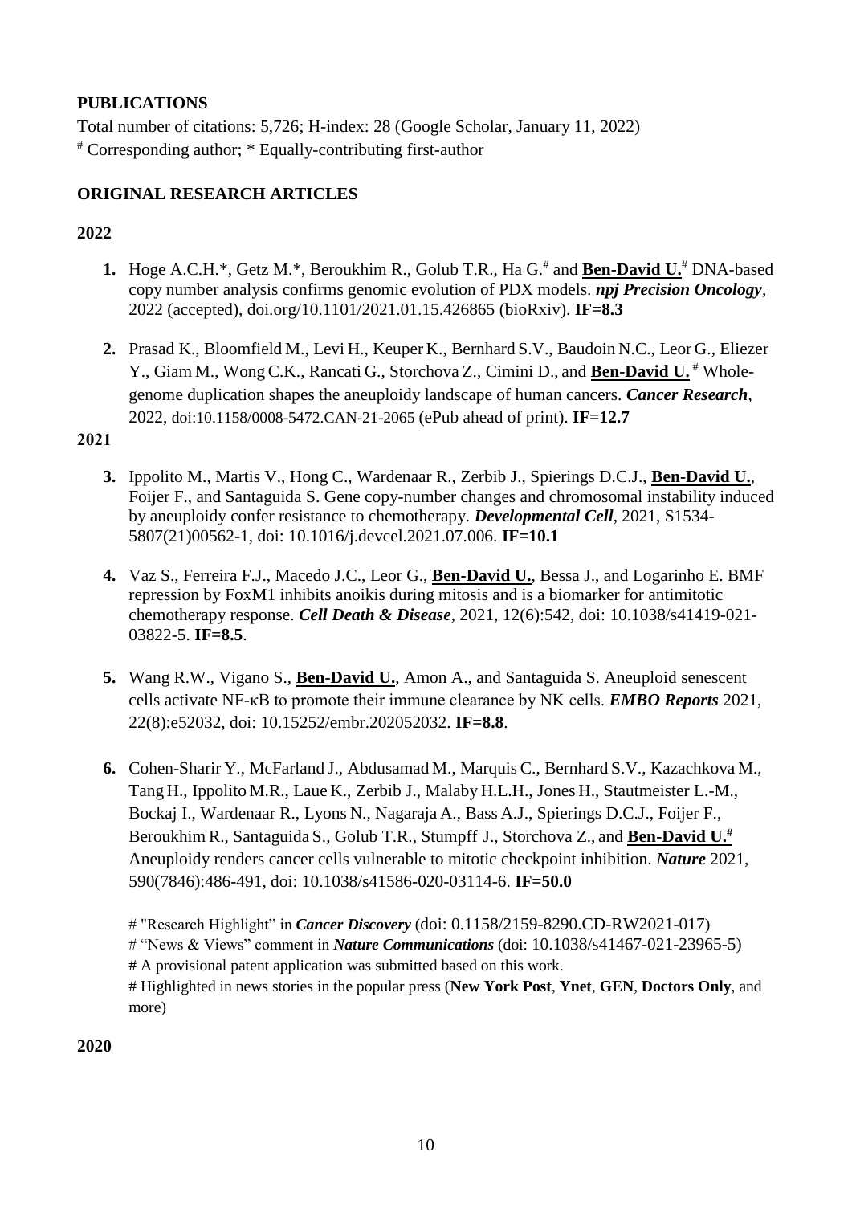## PUBLICATIONS

Total number of citations: 5,726; H-index: 28 (Google Scholar, January 11, 2022)
[#] Corresponding author; * Equally-contributing first-author

## ORIGINAL RESEARCH ARTICLES

### 2022

1. Hoge A.C.H.*, Getz M.*, Beroukhim R., Golub T.R., Ha G.[#] and **Ben-David U.**[#] DNA-based copy number analysis confirms genomic evolution of PDX models. ***npj Precision Oncology***, 2022 (accepted), doi.org/10.1101/2021.01.15.426865 (bioRxiv). **IF=8.3**

2. Prasad K., Bloomfield M., Levi H., Keuper K., Bernhard S.V., Baudoin N.C., Leor G., Eliezer Y., Giam M., Wong C.K., Rancati G., Storchova Z., Cimini D., and **Ben-David U.** [#] Whole-genome duplication shapes the aneuploidy landscape of human cancers. ***Cancer Research***, 2022, doi:10.1158/0008-5472.CAN-21-2065 (ePub ahead of print). **IF=12.7**

### 2021

3. Ippolito M., Martis V., Hong C., Wardenaar R., Zerbib J., Spierings D.C.J., **Ben-David U.**, Foijer F., and Santaguida S. Gene copy-number changes and chromosomal instability induced by aneuploidy confer resistance to chemotherapy. ***Developmental Cell***, 2021, S1534-5807(21)00562-1, doi: 10.1016/j.devcel.2021.07.006. **IF=10.1**

4. Vaz S., Ferreira F.J., Macedo J.C., Leor G., **Ben-David U.**, Bessa J., and Logarinho E. BMF repression by FoxM1 inhibits anoikis during mitosis and is a biomarker for antimitotic chemotherapy response. ***Cell Death & Disease***, 2021, 12(6):542, doi: 10.1038/s41419-021-03822-5. **IF=8.5**.

5. Wang R.W., Vigano S., **Ben-David U.**, Amon A., and Santaguida S. Aneuploid senescent cells activate NF-κB to promote their immune clearance by NK cells. ***EMBO Reports*** 2021, 22(8):e52032, doi: 10.15252/embr.202052032. **IF=8.8**.

6. Cohen-Sharir Y., McFarland J., Abdusamad M., Marquis C., Bernhard S.V., Kazachkova M., Tang H., Ippolito M.R., Laue K., Zerbib J., Malaby H.L.H., Jones H., Stautmeister L.-M., Bockaj I., Wardenaar R., Lyons N., Nagaraja A., Bass A.J., Spierings D.C.J., Foijer F., Beroukhim R., Santaguida S., Golub T.R., Stumpff J., Storchova Z., and **Ben-David U.**[#] Aneuploidy renders cancer cells vulnerable to mitotic checkpoint inhibition. ***Nature*** 2021, 590(7846):486-491, doi: 10.1038/s41586-020-03114-6. **IF=50.0**

   # "Research Highlight" in ***Cancer Discovery*** (doi: 0.1158/2159-8290.CD-RW2021-017)
   # "News & Views" comment in ***Nature Communications*** (doi: 10.1038/s41467-021-23965-5)
   # A provisional patent application was submitted based on this work.
   # Highlighted in news stories in the popular press (**New York Post**, **Ynet**, **GEN**, **Doctors Only**, and more)

### 2020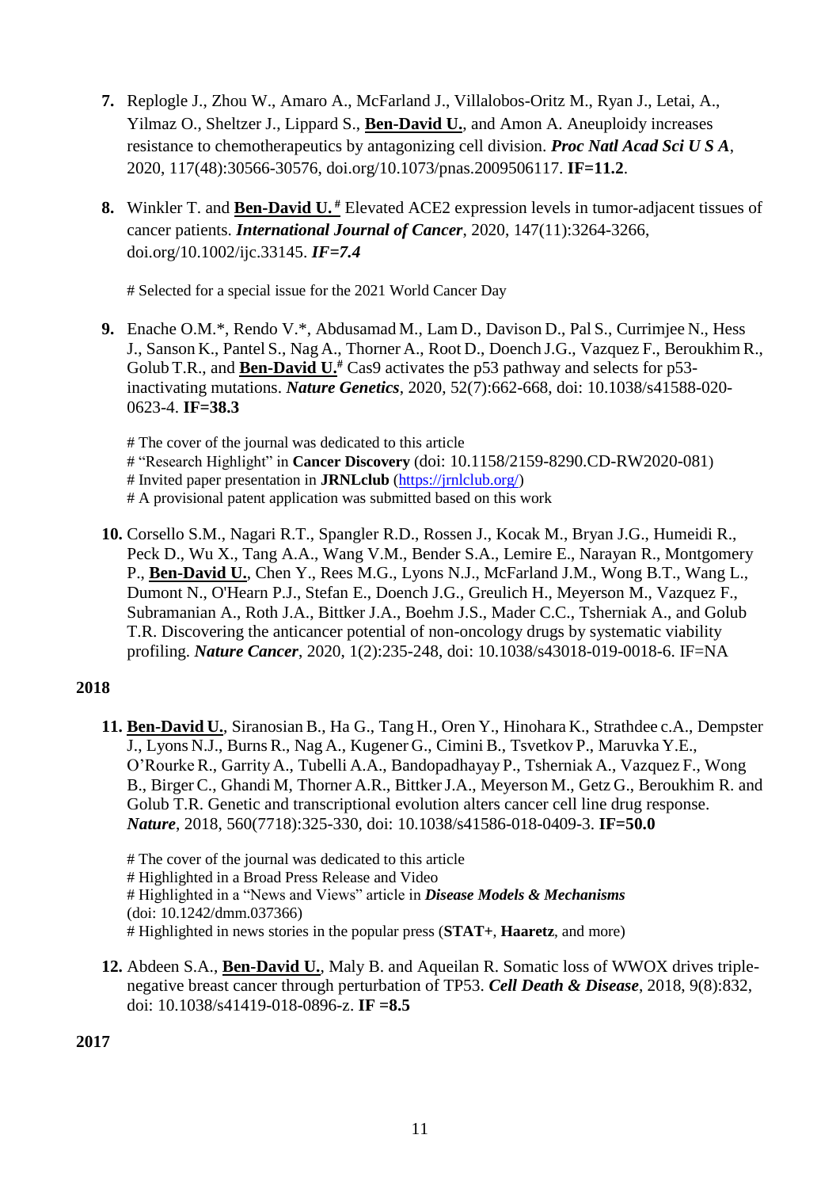7. Replogle J., Zhou W., Amaro A., McFarland J., Villalobos-Oritz M., Ryan J., Letai, A., Yilmaz O., Sheltzer J., Lippard S., **Ben-David U.**, and Amon A. Aneuploidy increases resistance to chemotherapeutics by antagonizing cell division. ***Proc Natl Acad Sci U S A***, 2020, 117(48):30566-30576, doi.org/10.1073/pnas.2009506117. **IF=11.2**.

8. Winkler T. and **Ben-David U.**[#] Elevated ACE2 expression levels in tumor-adjacent tissues of cancer patients. ***International Journal of Cancer***, 2020, 147(11):3264-3266, doi.org/10.1002/ijc.33145. ***IF=7.4***

   # Selected for a special issue for the 2021 World Cancer Day

9. Enache O.M.*, Rendo V.*, Abdusamad M., Lam D., Davison D., Pal S., Currimjee N., Hess J., Sanson K., Pantel S., Nag A., Thorner A., Root D., Doench J.G., Vazquez F., Beroukhim R., Golub T.R., and **Ben-David U.**[#] Cas9 activates the p53 pathway and selects for p53-inactivating mutations. ***Nature Genetics***, 2020, 52(7):662-668, doi: 10.1038/s41588-020-0623-4. **IF=38.3**

   # The cover of the journal was dedicated to this article
   # "Research Highlight" in **Cancer Discovery** (doi: 10.1158/2159-8290.CD-RW2020-081)
   # Invited paper presentation in **JRNLclub** (https://jrnlclub.org/)
   # A provisional patent application was submitted based on this work

10. Corsello S.M., Nagari R.T., Spangler R.D., Rossen J., Kocak M., Bryan J.G., Humeidi R., Peck D., Wu X., Tang A.A., Wang V.M., Bender S.A., Lemire E., Narayan R., Montgomery P., **Ben-David U.**, Chen Y., Rees M.G., Lyons N.J., McFarland J.M., Wong B.T., Wang L., Dumont N., O'Hearn P.J., Stefan E., Doench J.G., Greulich H., Meyerson M., Vazquez F., Subramanian A., Roth J.A., Bittker J.A., Boehm J.S., Mader C.C., Tsherniak A., and Golub T.R. Discovering the anticancer potential of non-oncology drugs by systematic viability profiling. ***Nature Cancer***, 2020, 1(2):235-248, doi: 10.1038/s43018-019-0018-6. IF=NA

**2018**

11. **Ben-David U.**, Siranosian B., Ha G., Tang H., Oren Y., Hinohara K., Strathdee c.A., Dempster J., Lyons N.J., Burns R., Nag A., Kugener G., Cimini B., Tsvetkov P., Maruvka Y.E., O'Rourke R., Garrity A., Tubelli A.A., Bandopadhayay P., Tsherniak A., Vazquez F., Wong B., Birger C., Ghandi M, Thorner A.R., Bittker J.A., Meyerson M., Getz G., Beroukhim R. and Golub T.R. Genetic and transcriptional evolution alters cancer cell line drug response. ***Nature***, 2018, 560(7718):325-330, doi: 10.1038/s41586-018-0409-3. **IF=50.0**

   # The cover of the journal was dedicated to this article
   # Highlighted in a Broad Press Release and Video
   # Highlighted in a "News and Views" article in ***Disease Models & Mechanisms*** (doi: 10.1242/dmm.037366)
   # Highlighted in news stories in the popular press (**STAT+**, **Haaretz**, and more)

12. Abdeen S.A., **Ben-David U.**, Maly B. and Aqueilan R. Somatic loss of WWOX drives triple-negative breast cancer through perturbation of TP53. ***Cell Death & Disease***, 2018, 9(8):832, doi: 10.1038/s41419-018-0896-z. **IF =8.5**

**2017**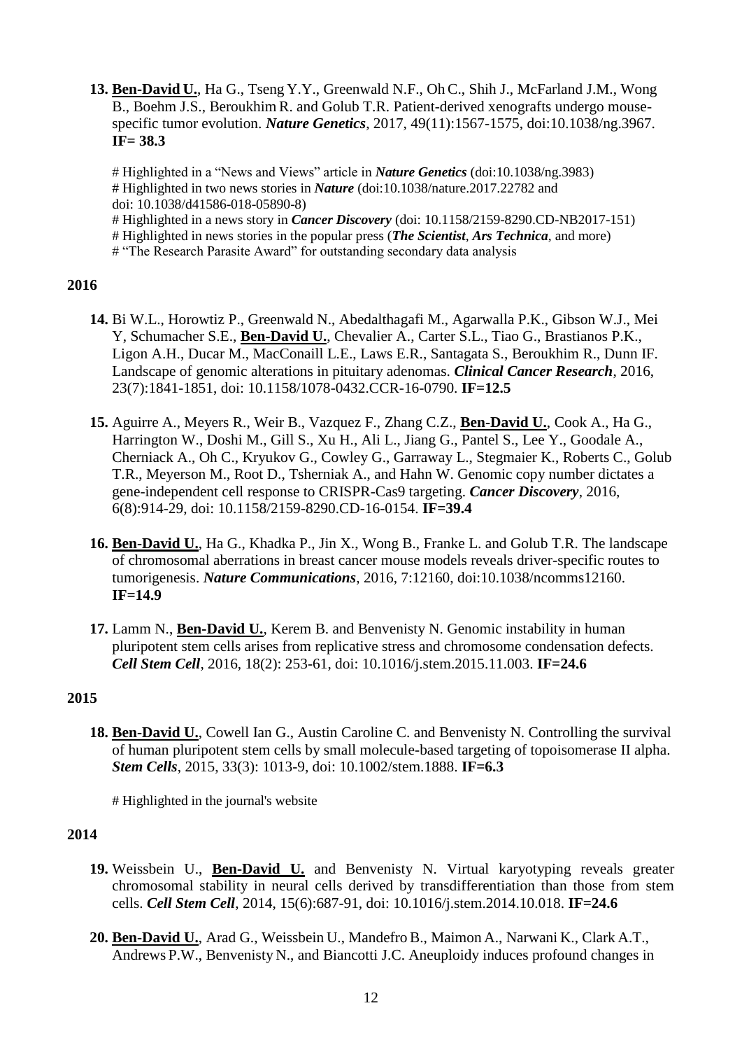13. **<u>Ben-David U.</u>**, Ha G., Tseng Y.Y., Greenwald N.F., Oh C., Shih J., McFarland J.M., Wong B., Boehm J.S., Beroukhim R. and Golub T.R. Patient-derived xenografts undergo mouse-specific tumor evolution. ***Nature Genetics***, 2017, 49(11):1567-1575, doi:10.1038/ng.3967. **IF= 38.3**

    # Highlighted in a "News and Views" article in ***Nature Genetics*** (doi:10.1038/ng.3983)
    # Highlighted in two news stories in ***Nature*** (doi:10.1038/nature.2017.22782 and doi: 10.1038/d41586-018-05890-8)
    # Highlighted in a news story in ***Cancer Discovery*** (doi: 10.1158/2159-8290.CD-NB2017-151)
    # Highlighted in news stories in the popular press (***The Scientist***, ***Ars Technica***, and more)
    # "The Research Parasite Award" for outstanding secondary data analysis

**2016**

14. Bi W.L., Horowtiz P., Greenwald N., Abedalthagafi M., Agarwalla P.K., Gibson W.J., Mei Y, Schumacher S.E., **<u>Ben-David U.</u>**, Chevalier A., Carter S.L., Tiao G., Brastianos P.K., Ligon A.H., Ducar M., MacConaill L.E., Laws E.R., Santagata S., Beroukhim R., Dunn IF. Landscape of genomic alterations in pituitary adenomas. ***Clinical Cancer Research***, 2016, 23(7):1841-1851, doi: 10.1158/1078-0432.CCR-16-0790. **IF=12.5**

15. Aguirre A., Meyers R., Weir B., Vazquez F., Zhang C.Z., **<u>Ben-David U.</u>**, Cook A., Ha G., Harrington W., Doshi M., Gill S., Xu H., Ali L., Jiang G., Pantel S., Lee Y., Goodale A., Cherniack A., Oh C., Kryukov G., Cowley G., Garraway L., Stegmaier K., Roberts C., Golub T.R., Meyerson M., Root D., Tsherniak A., and Hahn W. Genomic copy number dictates a gene-independent cell response to CRISPR-Cas9 targeting. ***Cancer Discovery***, 2016, 6(8):914-29, doi: 10.1158/2159-8290.CD-16-0154. **IF=39.4**

16. **<u>Ben-David U.</u>**, Ha G., Khadka P., Jin X., Wong B., Franke L. and Golub T.R. The landscape of chromosomal aberrations in breast cancer mouse models reveals driver-specific routes to tumorigenesis. ***Nature Communications***, 2016, 7:12160, doi:10.1038/ncomms12160. **IF=14.9**

17. Lamm N., **<u>Ben-David U.</u>**, Kerem B. and Benvenisty N. Genomic instability in human pluripotent stem cells arises from replicative stress and chromosome condensation defects. ***Cell Stem Cell***, 2016, 18(2): 253-61, doi: 10.1016/j.stem.2015.11.003. **IF=24.6**

**2015**

18. **<u>Ben-David U.</u>**, Cowell Ian G., Austin Caroline C. and Benvenisty N. Controlling the survival of human pluripotent stem cells by small molecule-based targeting of topoisomerase II alpha. ***Stem Cells***, 2015, 33(3): 1013-9, doi: 10.1002/stem.1888. **IF=6.3**

    # Highlighted in the journal's website

**2014**

19. Weissbein U., **<u>Ben-David U.</u>** and Benvenisty N. Virtual karyotyping reveals greater chromosomal stability in neural cells derived by transdifferentiation than those from stem cells. ***Cell Stem Cell***, 2014, 15(6):687-91, doi: 10.1016/j.stem.2014.10.018. **IF=24.6**

20. **<u>Ben-David U.</u>**, Arad G., Weissbein U., Mandefro B., Maimon A., Narwani K., Clark A.T., Andrews P.W., Benvenisty N., and Biancotti J.C. Aneuploidy induces profound changes in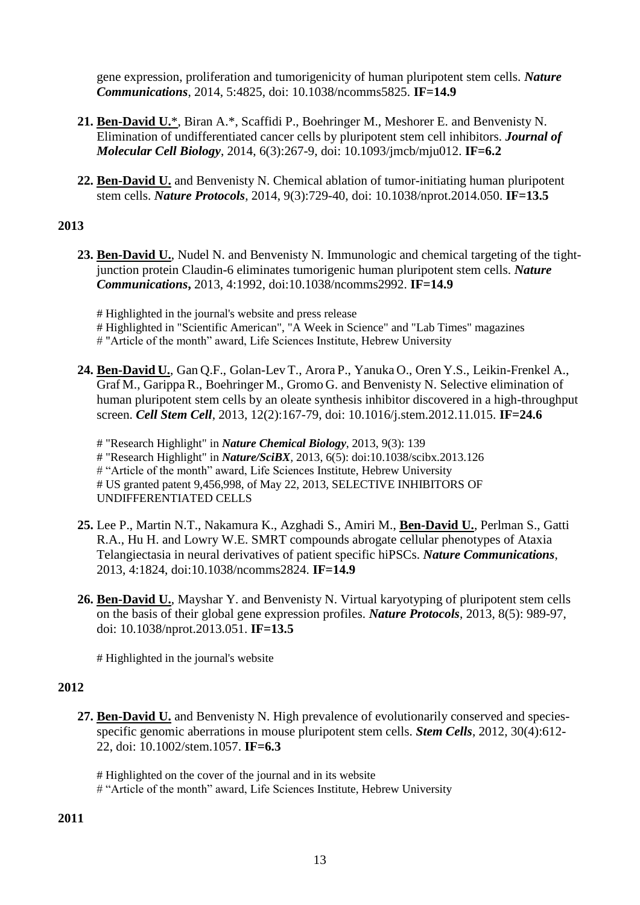gene expression, proliferation and tumorigenicity of human pluripotent stem cells. ***Nature Communications***, 2014, 5:4825, doi: 10.1038/ncomms5825. **IF=14.9**

**21.** **Ben-David U.***, Biran A.*, Scaffidi P., Boehringer M., Meshorer E. and Benvenisty N. Elimination of undifferentiated cancer cells by pluripotent stem cell inhibitors. ***Journal of Molecular Cell Biology***, 2014, 6(3):267-9, doi: 10.1093/jmcb/mju012. **IF=6.2**

**22.** **Ben-David U.** and Benvenisty N. Chemical ablation of tumor-initiating human pluripotent stem cells. ***Nature Protocols***, 2014, 9(3):729-40, doi: 10.1038/nprot.2014.050. **IF=13.5**

**2013**

**23.** **Ben-David U.**, Nudel N. and Benvenisty N. Immunologic and chemical targeting of the tight-junction protein Claudin-6 eliminates tumorigenic human pluripotent stem cells. ***Nature Communications***, 2013, 4:1992, doi:10.1038/ncomms2992. **IF=14.9**

# Highlighted in the journal's website and press release
# Highlighted in "Scientific American", "A Week in Science" and "Lab Times" magazines
# "Article of the month" award, Life Sciences Institute, Hebrew University

**24.** **Ben-David U.**, Gan Q.F., Golan-Lev T., Arora P., Yanuka O., Oren Y.S., Leikin-Frenkel A., Graf M., Garippa R., Boehringer M., Gromo G. and Benvenisty N. Selective elimination of human pluripotent stem cells by an oleate synthesis inhibitor discovered in a high-throughput screen. ***Cell Stem Cell***, 2013, 12(2):167-79, doi: 10.1016/j.stem.2012.11.015. **IF=24.6**

# "Research Highlight" in ***Nature Chemical Biology***, 2013, 9(3): 139
# "Research Highlight" in ***Nature/SciBX***, 2013, 6(5): doi:10.1038/scibx.2013.126
# "Article of the month" award, Life Sciences Institute, Hebrew University
# US granted patent 9,456,998, of May 22, 2013, SELECTIVE INHIBITORS OF UNDIFFERENTIATED CELLS

**25.** Lee P., Martin N.T., Nakamura K., Azghadi S., Amiri M., **Ben-David U.**, Perlman S., Gatti R.A., Hu H. and Lowry W.E. SMRT compounds abrogate cellular phenotypes of Ataxia Telangiectasia in neural derivatives of patient specific hiPSCs. ***Nature Communications***, 2013, 4:1824, doi:10.1038/ncomms2824. **IF=14.9**

**26.** **Ben-David U.**, Mayshar Y. and Benvenisty N. Virtual karyotyping of pluripotent stem cells on the basis of their global gene expression profiles. ***Nature Protocols***, 2013, 8(5): 989-97, doi: 10.1038/nprot.2013.051. **IF=13.5**

# Highlighted in the journal's website

**2012**

**27.** **Ben-David U.** and Benvenisty N. High prevalence of evolutionarily conserved and species-specific genomic aberrations in mouse pluripotent stem cells. ***Stem Cells***, 2012, 30(4):612-22, doi: 10.1002/stem.1057. **IF=6.3**

# Highlighted on the cover of the journal and in its website
# "Article of the month" award, Life Sciences Institute, Hebrew University

**2011**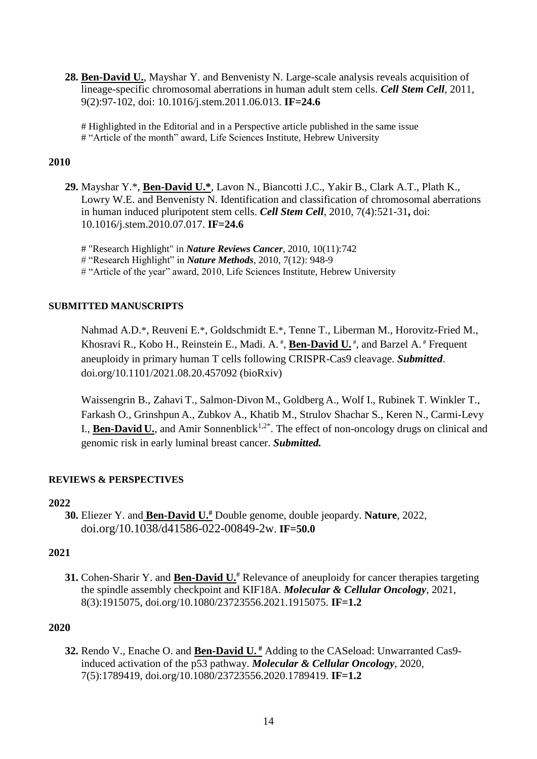**28.** **Ben-David U.**, Mayshar Y. and Benvenisty N. Large-scale analysis reveals acquisition of lineage-specific chromosomal aberrations in human adult stem cells. ***Cell Stem Cell***, 2011, 9(2):97-102, doi: 10.1016/j.stem.2011.06.013. **IF=24.6**

# Highlighted in the Editorial and in a Perspective article published in the same issue
# "Article of the month" award, Life Sciences Institute, Hebrew University

**2010**

**29.** Mayshar Y.*, **Ben-David U.***, Lavon N., Biancotti J.C., Yakir B., Clark A.T., Plath K., Lowry W.E. and Benvenisty N. Identification and classification of chromosomal aberrations in human induced pluripotent stem cells. ***Cell Stem Cell***, 2010, 7(4):521-31**,** doi: 10.1016/j.stem.2010.07.017. **IF=24.6**

# "Research Highlight" in ***Nature Reviews Cancer***, 2010, 10(11):742
# "Research Highlight" in ***Nature Methods***, 2010, 7(12): 948-9
# "Article of the year" award, 2010, Life Sciences Institute, Hebrew University

**SUBMITTED MANUSCRIPTS**

Nahmad A.D.*, Reuveni E.*, Goldschmidt E.*, Tenne T., Liberman M., Horovitz-Fried M., Khosravi R., Kobo H., Reinstein E., Madi. A. #, **Ben-David U.** #, and Barzel A. # Frequent aneuploidy in primary human T cells following CRISPR-Cas9 cleavage. ***Submitted***. doi.org/10.1101/2021.08.20.457092 (bioRxiv)

Waissengrin B., Zahavi T., Salmon-Divon M., Goldberg A., Wolf I., Rubinek T. Winkler T., Farkash O., Grinshpun A., Zubkov A., Khatib M., Strulov Shachar S., Keren N., Carmi-Levy I., **Ben-David U.**, and Amir Sonnenblick[1,2*]. The effect of non-oncology drugs on clinical and genomic risk in early luminal breast cancer. ***Submitted.***

**REVIEWS & PERSPECTIVES**

**2022**

**30.** Eliezer Y. and **Ben-David U.#** Double genome, double jeopardy. **Nature**, 2022, doi.org/10.1038/d41586-022-00849-2w. **IF=50.0**

**2021**

**31.** Cohen-Sharir Y. and **Ben-David U.#** Relevance of aneuploidy for cancer therapies targeting the spindle assembly checkpoint and KIF18A. ***Molecular & Cellular Oncology***, 2021, 8(3):1915075, doi.org/10.1080/23723556.2021.1915075. **IF=1.2**

**2020**

**32.** Rendo V., Enache O. and **Ben-David U. #** Adding to the CASeload: Unwarranted Cas9-induced activation of the p53 pathway. ***Molecular & Cellular Oncology***, 2020, 7(5):1789419, doi.org/10.1080/23723556.2020.1789419. **IF=1.2**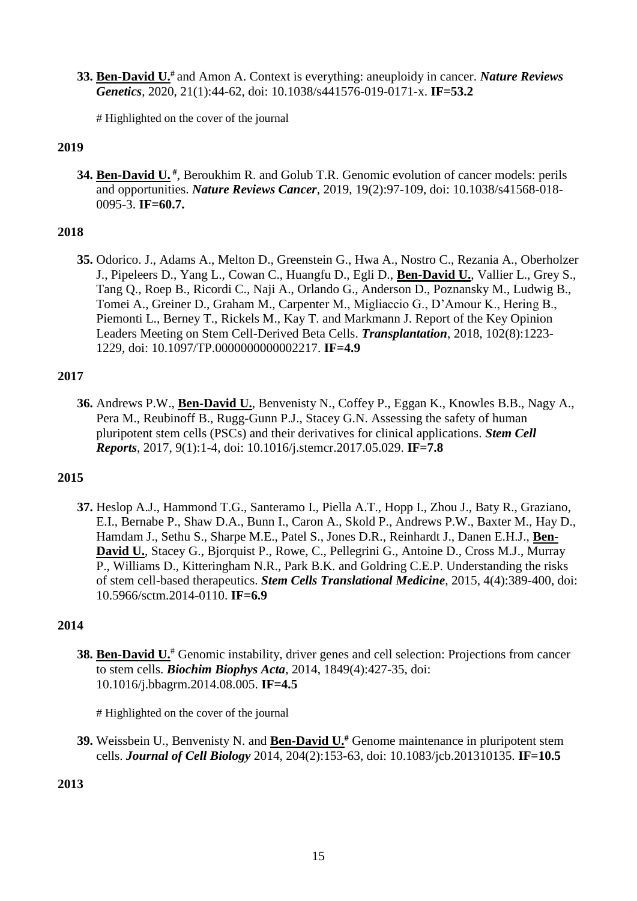**33.** **<u>Ben-David U.</u>**[#] and Amon A. Context is everything: aneuploidy in cancer. ***Nature Reviews Genetics***, 2020, 21(1):44-62, doi: 10.1038/s441576-019-0171-x. **IF=53.2**

# Highlighted on the cover of the journal

**2019**

**34.** **<u>Ben-David U.</u>** [#], Beroukhim R. and Golub T.R. Genomic evolution of cancer models: perils and opportunities. ***Nature Reviews Cancer***, 2019, 19(2):97-109, doi: 10.1038/s41568-018-0095-3. **IF=60.7.**

**2018**

**35.** Odorico. J., Adams A., Melton D., Greenstein G., Hwa A., Nostro C., Rezania A., Oberholzer J., Pipeleers D., Yang L., Cowan C., Huangfu D., Egli D., **<u>Ben-David U.</u>**, Vallier L., Grey S., Tang Q., Roep B., Ricordi C., Naji A., Orlando G., Anderson D., Poznansky M., Ludwig B., Tomei A., Greiner D., Graham M., Carpenter M., Migliaccio G., D'Amour K., Hering B., Piemonti L., Berney T., Rickels M., Kay T. and Markmann J. Report of the Key Opinion Leaders Meeting on Stem Cell-Derived Beta Cells. ***Transplantation***, 2018, 102(8):1223-1229, doi: 10.1097/TP.0000000000002217. **IF=4.9**

**2017**

**36.** Andrews P.W., **<u>Ben-David U.</u>**, Benvenisty N., Coffey P., Eggan K., Knowles B.B., Nagy A., Pera M., Reubinoff B., Rugg-Gunn P.J., Stacey G.N. Assessing the safety of human pluripotent stem cells (PSCs) and their derivatives for clinical applications. ***Stem Cell Reports***, 2017, 9(1):1-4, doi: 10.1016/j.stemcr.2017.05.029. **IF=7.8**

**2015**

**37.** Heslop A.J., Hammond T.G., Santeramo I., Piella A.T., Hopp I., Zhou J., Baty R., Graziano, E.I., Bernabe P., Shaw D.A., Bunn I., Caron A., Skold P., Andrews P.W., Baxter M., Hay D., Hamdam J., Sethu S., Sharpe M.E., Patel S., Jones D.R., Reinhardt J., Danen E.H.J., **<u>Ben-David U.</u>**, Stacey G., Bjorquist P., Rowe, C., Pellegrini G., Antoine D., Cross M.J., Murray P., Williams D., Kitteringham N.R., Park B.K. and Goldring C.E.P. Understanding the risks of stem cell-based therapeutics. ***Stem Cells Translational Medicine***, 2015, 4(4):389-400, doi: 10.5966/sctm.2014-0110. **IF=6.9**

**2014**

**38.** **<u>Ben-David U.</u>**[#] Genomic instability, driver genes and cell selection: Projections from cancer to stem cells. ***Biochim Biophys Acta***, 2014, 1849(4):427-35, doi: 10.1016/j.bbagrm.2014.08.005. **IF=4.5**

# Highlighted on the cover of the journal

**39.** Weissbein U., Benvenisty N. and **<u>Ben-David U.</u>**[#] Genome maintenance in pluripotent stem cells. ***Journal of Cell Biology*** 2014, 204(2):153-63, doi: 10.1083/jcb.201310135. **IF=10.5**

**2013**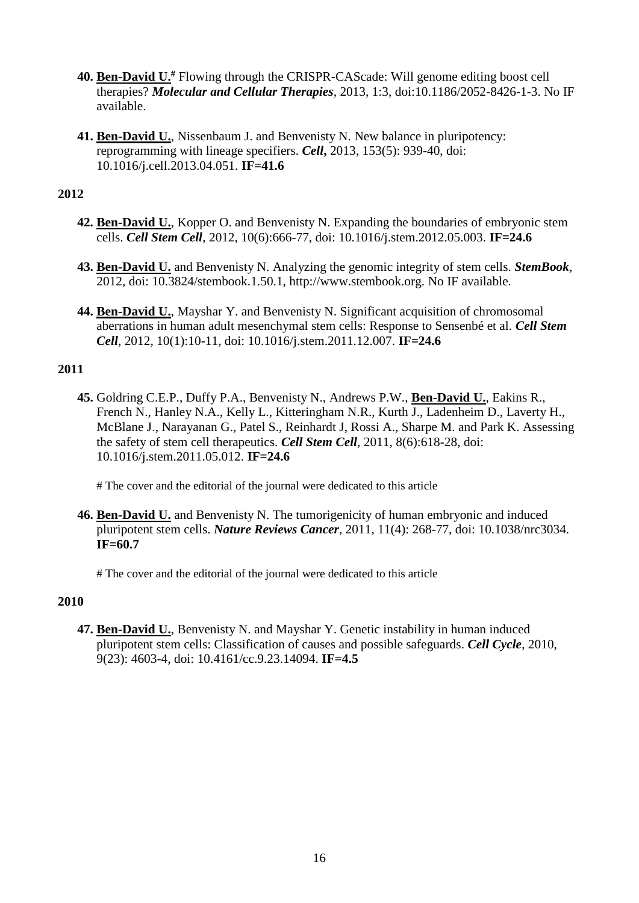40. **<u>Ben-David U.</u>**[#] Flowing through the CRISPR-CAScade: Will genome editing boost cell therapies? ***Molecular and Cellular Therapies***, 2013, 1:3, doi:10.1186/2052-8426-1-3. No IF available.

41. **<u>Ben-David U.</u>**, Nissenbaum J. and Benvenisty N. New balance in pluripotency: reprogramming with lineage specifiers. ***Cell*,** 2013, 153(5): 939-40, doi: 10.1016/j.cell.2013.04.051. **IF=41.6**

**2012**

42. **<u>Ben-David U.</u>**, Kopper O. and Benvenisty N. Expanding the boundaries of embryonic stem cells. ***Cell Stem Cell***, 2012, 10(6):666-77, doi: 10.1016/j.stem.2012.05.003. **IF=24.6**

43. **<u>Ben-David U.</u>** and Benvenisty N. Analyzing the genomic integrity of stem cells. ***StemBook***, 2012, doi: 10.3824/stembook.1.50.1, http://www.stembook.org. No IF available.

44. **<u>Ben-David U.</u>**, Mayshar Y. and Benvenisty N. Significant acquisition of chromosomal aberrations in human adult mesenchymal stem cells: Response to Sensenbé et al. ***Cell Stem Cell***, 2012, 10(1):10-11, doi: 10.1016/j.stem.2011.12.007. **IF=24.6**

**2011**

45. Goldring C.E.P., Duffy P.A., Benvenisty N., Andrews P.W., **<u>Ben-David U.</u>**, Eakins R., French N., Hanley N.A., Kelly L., Kitteringham N.R., Kurth J., Ladenheim D., Laverty H., McBlane J., Narayanan G., Patel S., Reinhardt J, Rossi A., Sharpe M. and Park K. Assessing the safety of stem cell therapeutics. ***Cell Stem Cell***, 2011, 8(6):618-28, doi: 10.1016/j.stem.2011.05.012. **IF=24.6**

   # The cover and the editorial of the journal were dedicated to this article

46. **<u>Ben-David U.</u>** and Benvenisty N. The tumorigenicity of human embryonic and induced pluripotent stem cells. ***Nature Reviews Cancer***, 2011, 11(4): 268-77, doi: 10.1038/nrc3034. **IF=60.7**

   # The cover and the editorial of the journal were dedicated to this article

**2010**

47. **<u>Ben-David U.</u>**, Benvenisty N. and Mayshar Y. Genetic instability in human induced pluripotent stem cells: Classification of causes and possible safeguards. ***Cell Cycle***, 2010, 9(23): 4603-4, doi: 10.4161/cc.9.23.14094. **IF=4.5**